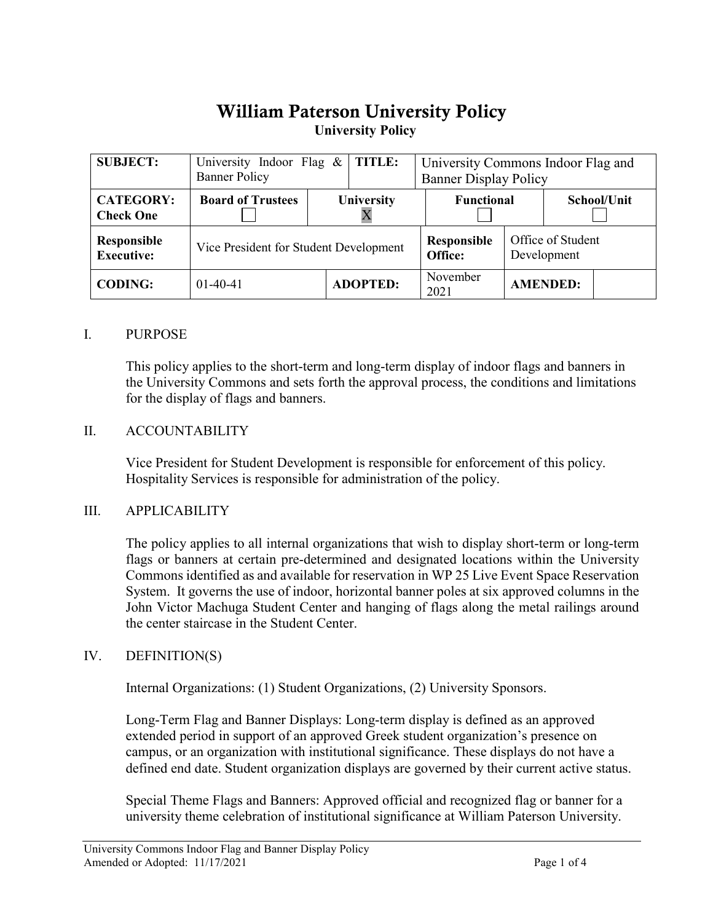# William Paterson University Policy

**University Policy**

| **SUBJECT:** | University Indoor Flag & Banner Policy | | **TITLE:** | University Commons Indoor Flag and Banner Display Policy | | |
|---|---|---|---|---|---|---|
| **CATEGORY: Check One** | **Board of Trustees** ☐ | **University** X | | **Functional** ☐ | | **School/Unit** ☐ |
| **Responsible Executive:** | Vice President for Student Development | | | **Responsible Office:** | Office of Student Development | |
| **CODING:** | 01-40-41 | **ADOPTED:** | | November 2021 | **AMENDED:** | |

## I. PURPOSE

This policy applies to the short-term and long-term display of indoor flags and banners in the University Commons and sets forth the approval process, the conditions and limitations for the display of flags and banners.

## II. ACCOUNTABILITY

Vice President for Student Development is responsible for enforcement of this policy. Hospitality Services is responsible for administration of the policy.

## III. APPLICABILITY

The policy applies to all internal organizations that wish to display short-term or long-term flags or banners at certain pre-determined and designated locations within the University Commons identified as and available for reservation in WP 25 Live Event Space Reservation System. It governs the use of indoor, horizontal banner poles at six approved columns in the John Victor Machuga Student Center and hanging of flags along the metal railings around the center staircase in the Student Center.

## IV. DEFINITION(S)

Internal Organizations: (1) Student Organizations, (2) University Sponsors.

Long-Term Flag and Banner Displays: Long-term display is defined as an approved extended period in support of an approved Greek student organization's presence on campus, or an organization with institutional significance. These displays do not have a defined end date. Student organization displays are governed by their current active status.

Special Theme Flags and Banners: Approved official and recognized flag or banner for a university theme celebration of institutional significance at William Paterson University.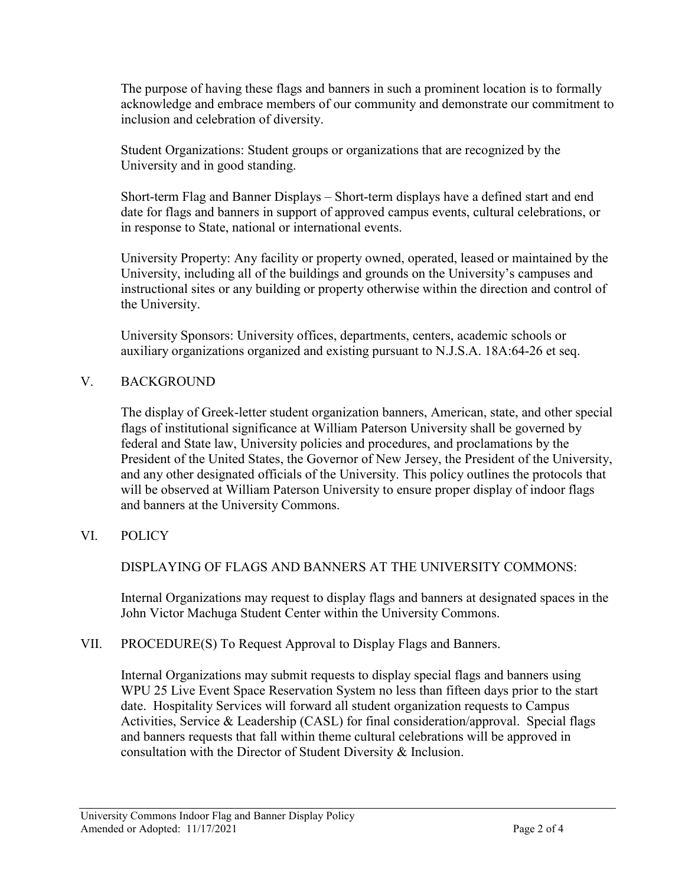The purpose of having these flags and banners in such a prominent location is to formally acknowledge and embrace members of our community and demonstrate our commitment to inclusion and celebration of diversity.

Student Organizations: Student groups or organizations that are recognized by the University and in good standing.

Short-term Flag and Banner Displays – Short-term displays have a defined start and end date for flags and banners in support of approved campus events, cultural celebrations, or in response to State, national or international events.

University Property: Any facility or property owned, operated, leased or maintained by the University, including all of the buildings and grounds on the University's campuses and instructional sites or any building or property otherwise within the direction and control of the University.

University Sponsors: University offices, departments, centers, academic schools or auxiliary organizations organized and existing pursuant to N.J.S.A. 18A:64-26 et seq.

## V. BACKGROUND

The display of Greek-letter student organization banners, American, state, and other special flags of institutional significance at William Paterson University shall be governed by federal and State law, University policies and procedures, and proclamations by the President of the United States, the Governor of New Jersey, the President of the University, and any other designated officials of the University. This policy outlines the protocols that will be observed at William Paterson University to ensure proper display of indoor flags and banners at the University Commons.

## VI. POLICY

DISPLAYING OF FLAGS AND BANNERS AT THE UNIVERSITY COMMONS:

Internal Organizations may request to display flags and banners at designated spaces in the John Victor Machuga Student Center within the University Commons.

## VII. PROCEDURE(S) To Request Approval to Display Flags and Banners.

Internal Organizations may submit requests to display special flags and banners using WPU 25 Live Event Space Reservation System no less than fifteen days prior to the start date. Hospitality Services will forward all student organization requests to Campus Activities, Service & Leadership (CASL) for final consideration/approval. Special flags and banners requests that fall within theme cultural celebrations will be approved in consultation with the Director of Student Diversity & Inclusion.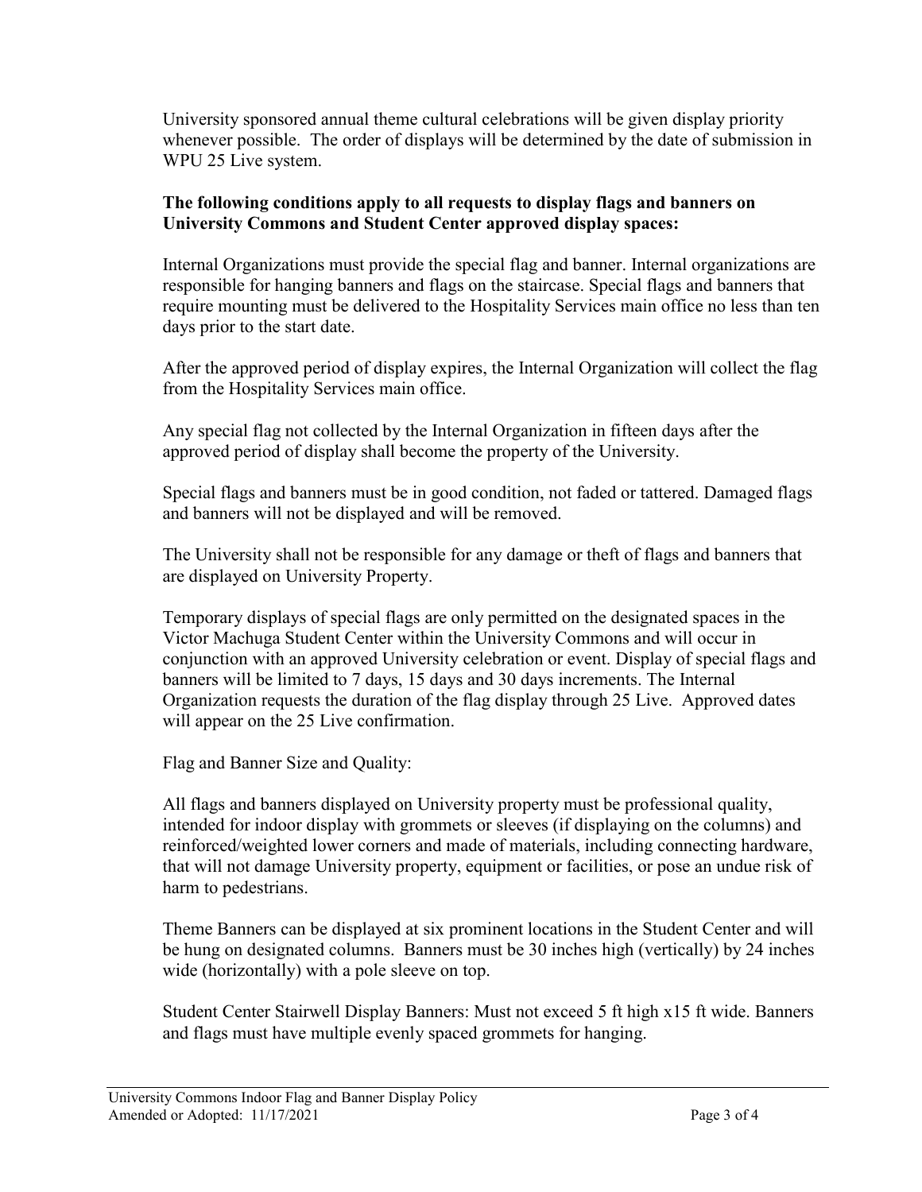University sponsored annual theme cultural celebrations will be given display priority whenever possible. The order of displays will be determined by the date of submission in WPU 25 Live system.

**The following conditions apply to all requests to display flags and banners on University Commons and Student Center approved display spaces:**

Internal Organizations must provide the special flag and banner. Internal organizations are responsible for hanging banners and flags on the staircase. Special flags and banners that require mounting must be delivered to the Hospitality Services main office no less than ten days prior to the start date.

After the approved period of display expires, the Internal Organization will collect the flag from the Hospitality Services main office.

Any special flag not collected by the Internal Organization in fifteen days after the approved period of display shall become the property of the University.

Special flags and banners must be in good condition, not faded or tattered. Damaged flags and banners will not be displayed and will be removed.

The University shall not be responsible for any damage or theft of flags and banners that are displayed on University Property.

Temporary displays of special flags are only permitted on the designated spaces in the Victor Machuga Student Center within the University Commons and will occur in conjunction with an approved University celebration or event. Display of special flags and banners will be limited to 7 days, 15 days and 30 days increments. The Internal Organization requests the duration of the flag display through 25 Live. Approved dates will appear on the 25 Live confirmation.

Flag and Banner Size and Quality:

All flags and banners displayed on University property must be professional quality, intended for indoor display with grommets or sleeves (if displaying on the columns) and reinforced/weighted lower corners and made of materials, including connecting hardware, that will not damage University property, equipment or facilities, or pose an undue risk of harm to pedestrians.

Theme Banners can be displayed at six prominent locations in the Student Center and will be hung on designated columns. Banners must be 30 inches high (vertically) by 24 inches wide (horizontally) with a pole sleeve on top.

Student Center Stairwell Display Banners: Must not exceed 5 ft high x15 ft wide. Banners and flags must have multiple evenly spaced grommets for hanging.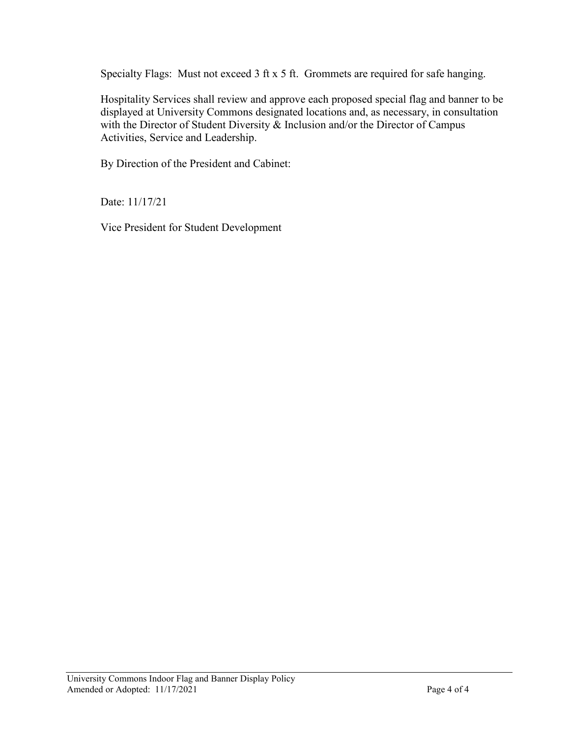Specialty Flags: Must not exceed 3 ft x 5 ft. Grommets are required for safe hanging.

Hospitality Services shall review and approve each proposed special flag and banner to be displayed at University Commons designated locations and, as necessary, in consultation with the Director of Student Diversity & Inclusion and/or the Director of Campus Activities, Service and Leadership.

By Direction of the President and Cabinet:

Date: 11/17/21

Vice President for Student Development